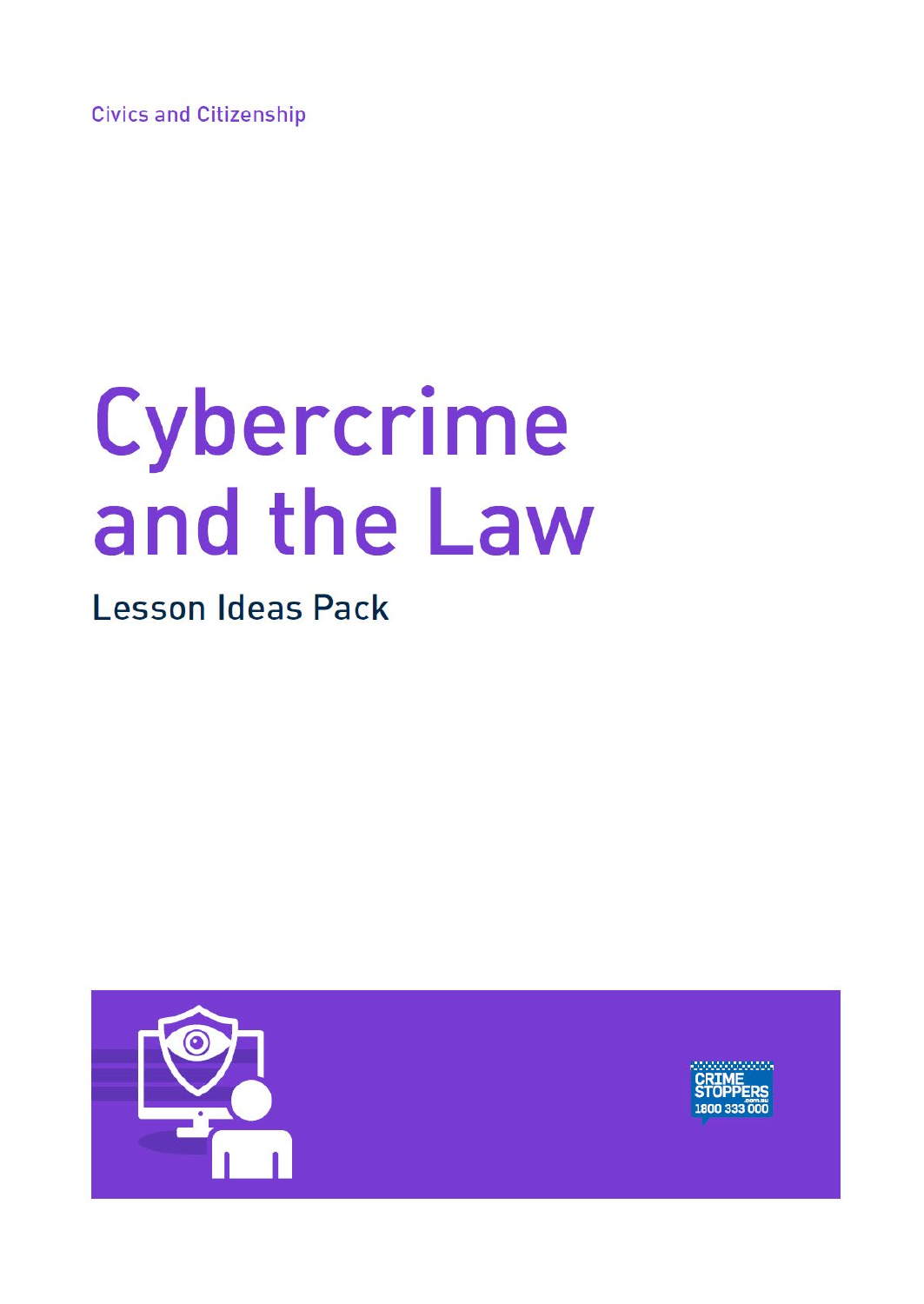Civics and Citizenship

# Cybercrime and the Law

## Lesson Ideas Pack

CRIME STOPPERS
.com.au
1800 333 000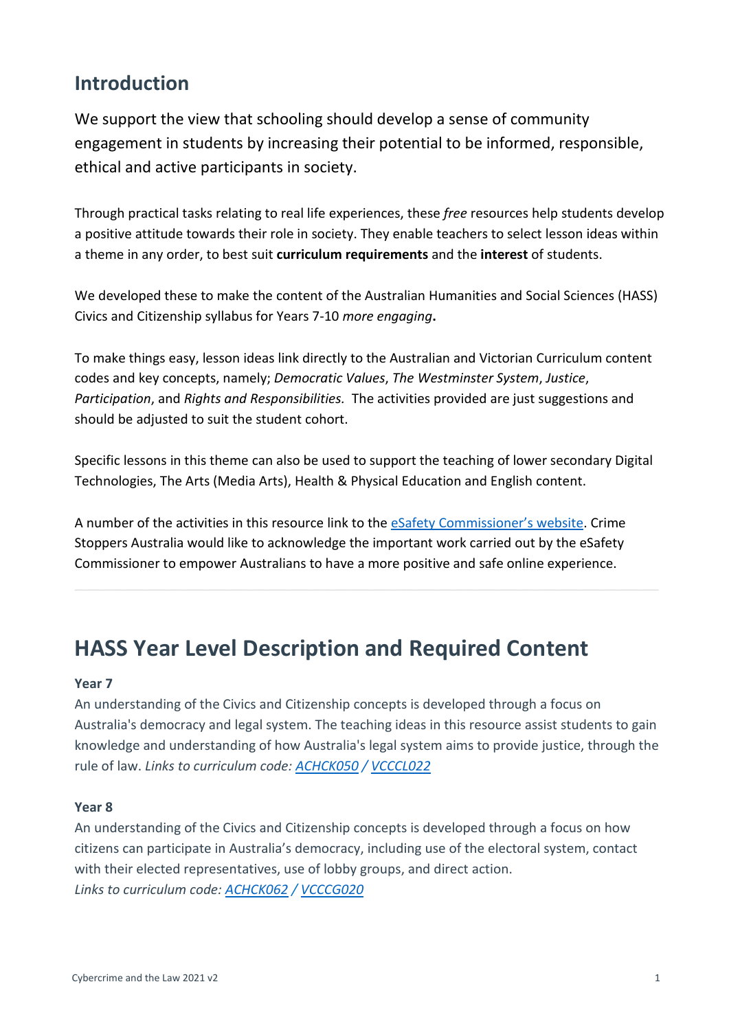## Introduction

We support the view that schooling should develop a sense of community engagement in students by increasing their potential to be informed, responsible, ethical and active participants in society.

Through practical tasks relating to real life experiences, these *free* resources help students develop a positive attitude towards their role in society. They enable teachers to select lesson ideas within a theme in any order, to best suit **curriculum requirements** and the **interest** of students.

We developed these to make the content of the Australian Humanities and Social Sciences (HASS) Civics and Citizenship syllabus for Years 7-10 *more engaging***.**

To make things easy, lesson ideas link directly to the Australian and Victorian Curriculum content codes and key concepts, namely; *Democratic Values*, *The Westminster System*, *Justice*, *Participation*, and *Rights and Responsibilities.* The activities provided are just suggestions and should be adjusted to suit the student cohort.

Specific lessons in this theme can also be used to support the teaching of lower secondary Digital Technologies, The Arts (Media Arts), Health & Physical Education and English content.

A number of the activities in this resource link to the eSafety Commissioner's website. Crime Stoppers Australia would like to acknowledge the important work carried out by the eSafety Commissioner to empower Australians to have a more positive and safe online experience.

---

# HASS Year Level Description and Required Content

**Year 7**

An understanding of the Civics and Citizenship concepts is developed through a focus on Australia's democracy and legal system. The teaching ideas in this resource assist students to gain knowledge and understanding of how Australia's legal system aims to provide justice, through the rule of law. *Links to curriculum code: ACHCK050 / VCCCL022*

**Year 8**

An understanding of the Civics and Citizenship concepts is developed through a focus on how citizens can participate in Australia's democracy, including use of the electoral system, contact with their elected representatives, use of lobby groups, and direct action.
*Links to curriculum code: ACHCK062 / VCCCG020*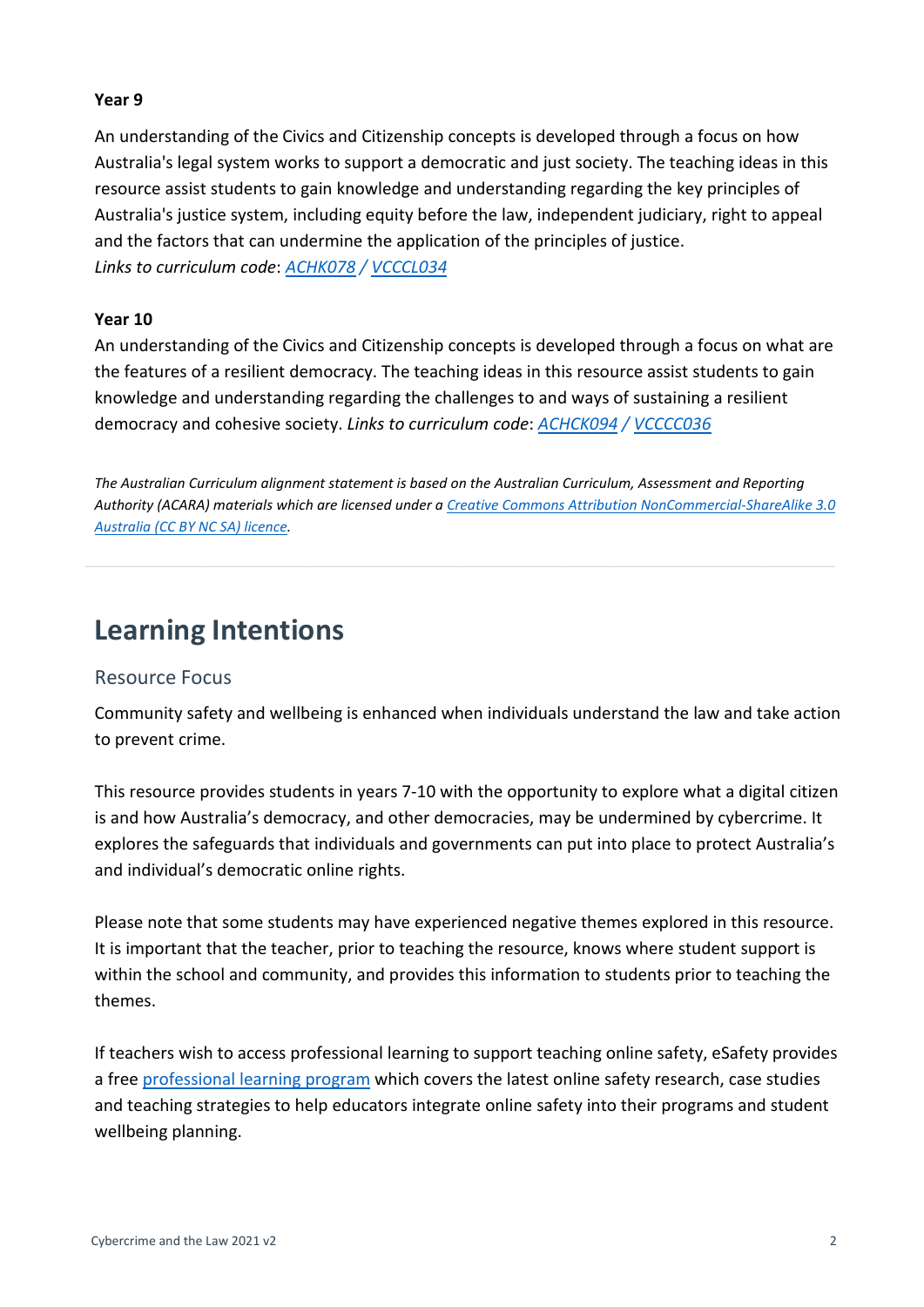**Year 9**

An understanding of the Civics and Citizenship concepts is developed through a focus on how Australia's legal system works to support a democratic and just society. The teaching ideas in this resource assist students to gain knowledge and understanding regarding the key principles of Australia's justice system, including equity before the law, independent judiciary, right to appeal and the factors that can undermine the application of the principles of justice.
*Links to curriculum code*: *ACHK078 / VCCCL034*

**Year 10**

An understanding of the Civics and Citizenship concepts is developed through a focus on what are the features of a resilient democracy. The teaching ideas in this resource assist students to gain knowledge and understanding regarding the challenges to and ways of sustaining a resilient democracy and cohesive society. *Links to curriculum code*: *ACHCK094 / VCCCC036*

*The Australian Curriculum alignment statement is based on the Australian Curriculum, Assessment and Reporting Authority (ACARA) materials which are licensed under a Creative Commons Attribution NonCommercial-ShareAlike 3.0 Australia (CC BY NC SA) licence.*

# Learning Intentions

## Resource Focus

Community safety and wellbeing is enhanced when individuals understand the law and take action to prevent crime.

This resource provides students in years 7-10 with the opportunity to explore what a digital citizen is and how Australia's democracy, and other democracies, may be undermined by cybercrime. It explores the safeguards that individuals and governments can put into place to protect Australia's and individual's democratic online rights.

Please note that some students may have experienced negative themes explored in this resource. It is important that the teacher, prior to teaching the resource, knows where student support is within the school and community, and provides this information to students prior to teaching the themes.

If teachers wish to access professional learning to support teaching online safety, eSafety provides a free professional learning program which covers the latest online safety research, case studies and teaching strategies to help educators integrate online safety into their programs and student wellbeing planning.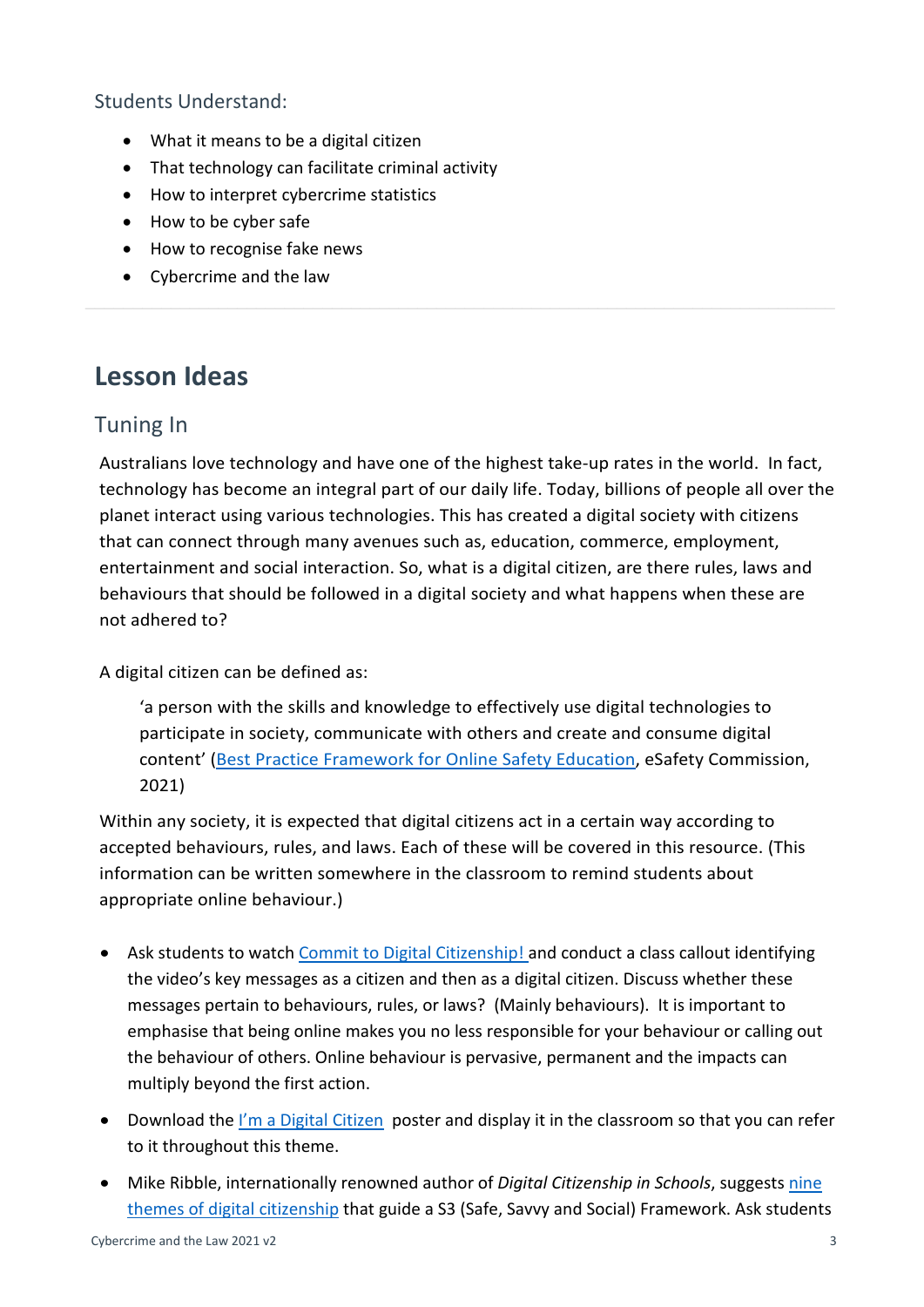### Students Understand:

- What it means to be a digital citizen
- That technology can facilitate criminal activity
- How to interpret cybercrime statistics
- How to be cyber safe
- How to recognise fake news
- Cybercrime and the law

---

## Lesson Ideas

### Tuning In

Australians love technology and have one of the highest take-up rates in the world. In fact, technology has become an integral part of our daily life. Today, billions of people all over the planet interact using various technologies. This has created a digital society with citizens that can connect through many avenues such as, education, commerce, employment, entertainment and social interaction. So, what is a digital citizen, are there rules, laws and behaviours that should be followed in a digital society and what happens when these are not adhered to?

A digital citizen can be defined as:

> 'a person with the skills and knowledge to effectively use digital technologies to participate in society, communicate with others and create and consume digital content' (Best Practice Framework for Online Safety Education, eSafety Commission, 2021)

Within any society, it is expected that digital citizens act in a certain way according to accepted behaviours, rules, and laws. Each of these will be covered in this resource. (This information can be written somewhere in the classroom to remind students about appropriate online behaviour.)

- Ask students to watch Commit to Digital Citizenship! and conduct a class callout identifying the video's key messages as a citizen and then as a digital citizen. Discuss whether these messages pertain to behaviours, rules, or laws? (Mainly behaviours). It is important to emphasise that being online makes you no less responsible for your behaviour or calling out the behaviour of others. Online behaviour is pervasive, permanent and the impacts can multiply beyond the first action.
- Download the I'm a Digital Citizen poster and display it in the classroom so that you can refer to it throughout this theme.
- Mike Ribble, internationally renowned author of *Digital Citizenship in Schools*, suggests nine themes of digital citizenship that guide a S3 (Safe, Savvy and Social) Framework. Ask students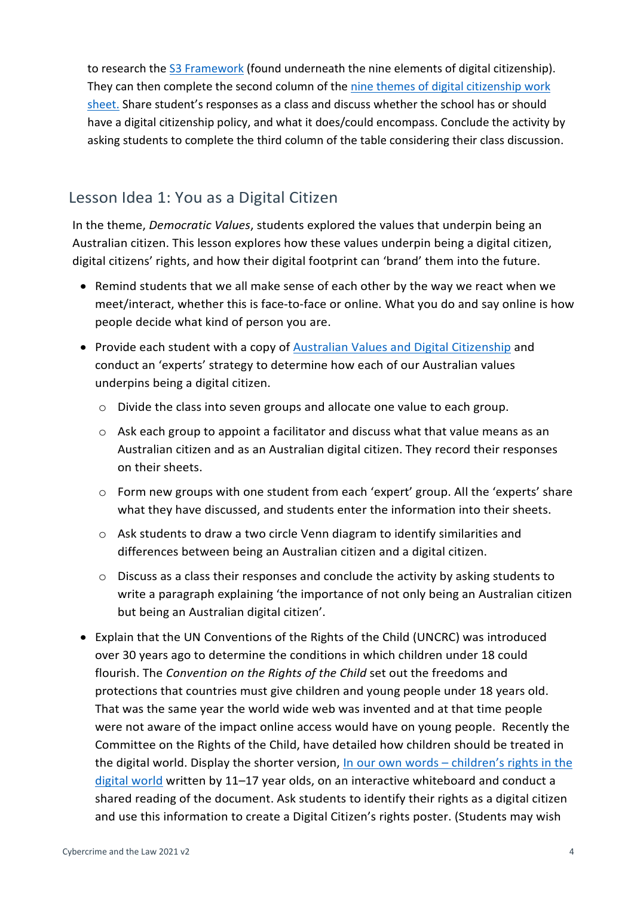to research the [S3 Framework](#) (found underneath the nine elements of digital citizenship). They can then complete the second column of the [nine themes of digital citizenship work sheet.](#) Share student's responses as a class and discuss whether the school has or should have a digital citizenship policy, and what it does/could encompass. Conclude the activity by asking students to complete the third column of the table considering their class discussion.

## Lesson Idea 1: You as a Digital Citizen

In the theme, *Democratic Values*, students explored the values that underpin being an Australian citizen. This lesson explores how these values underpin being a digital citizen, digital citizens' rights, and how their digital footprint can 'brand' them into the future.

- Remind students that we all make sense of each other by the way we react when we meet/interact, whether this is face-to-face or online. What you do and say online is how people decide what kind of person you are.
- Provide each student with a copy of [Australian Values and Digital Citizenship](#) and conduct an 'experts' strategy to determine how each of our Australian values underpins being a digital citizen.
  - Divide the class into seven groups and allocate one value to each group.
  - Ask each group to appoint a facilitator and discuss what that value means as an Australian citizen and as an Australian digital citizen. They record their responses on their sheets.
  - Form new groups with one student from each 'expert' group. All the 'experts' share what they have discussed, and students enter the information into their sheets.
  - Ask students to draw a two circle Venn diagram to identify similarities and differences between being an Australian citizen and a digital citizen.
  - Discuss as a class their responses and conclude the activity by asking students to write a paragraph explaining 'the importance of not only being an Australian citizen but being an Australian digital citizen'.
- Explain that the UN Conventions of the Rights of the Child (UNCRC) was introduced over 30 years ago to determine the conditions in which children under 18 could flourish. The *Convention on the Rights of the Child* set out the freedoms and protections that countries must give children and young people under 18 years old. That was the same year the world wide web was invented and at that time people were not aware of the impact online access would have on young people. Recently the Committee on the Rights of the Child, have detailed how children should be treated in the digital world. Display the shorter version, [In our own words – children's rights in the digital world](#) written by 11–17 year olds, on an interactive whiteboard and conduct a shared reading of the document. Ask students to identify their rights as a digital citizen and use this information to create a Digital Citizen's rights poster. (Students may wish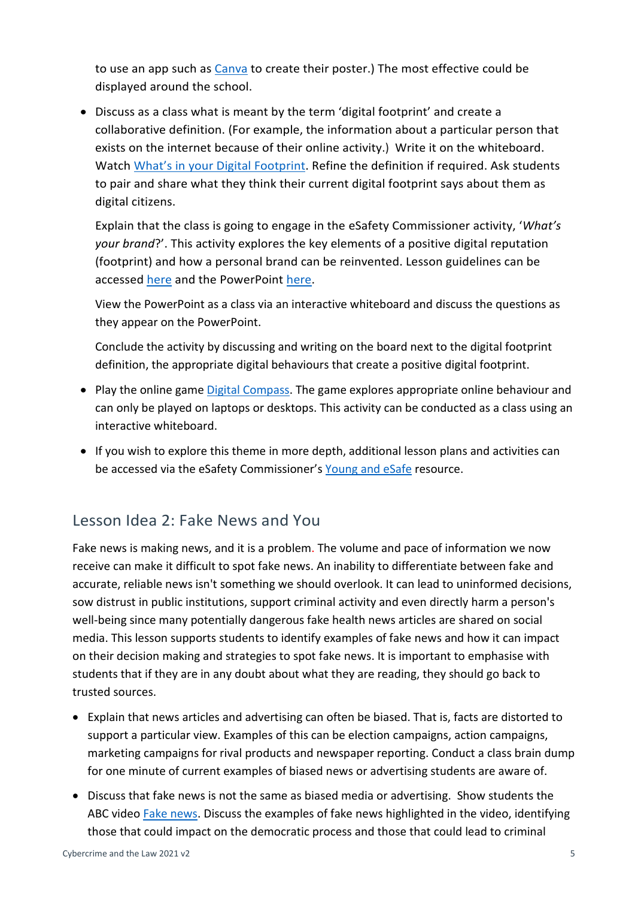to use an app such as Canva to create their poster.) The most effective could be displayed around the school.

- Discuss as a class what is meant by the term 'digital footprint' and create a collaborative definition. (For example, the information about a particular person that exists on the internet because of their online activity.) Write it on the whiteboard. Watch What's in your Digital Footprint. Refine the definition if required. Ask students to pair and share what they think their current digital footprint says about them as digital citizens.

  Explain that the class is going to engage in the eSafety Commissioner activity, '*What's your brand*?'. This activity explores the key elements of a positive digital reputation (footprint) and how a personal brand can be reinvented. Lesson guidelines can be accessed here and the PowerPoint here.

  View the PowerPoint as a class via an interactive whiteboard and discuss the questions as they appear on the PowerPoint.

  Conclude the activity by discussing and writing on the board next to the digital footprint definition, the appropriate digital behaviours that create a positive digital footprint.

- Play the online game Digital Compass. The game explores appropriate online behaviour and can only be played on laptops or desktops. This activity can be conducted as a class using an interactive whiteboard.

- If you wish to explore this theme in more depth, additional lesson plans and activities can be accessed via the eSafety Commissioner's Young and eSafe resource.

## Lesson Idea 2: Fake News and You

Fake news is making news, and it is a problem. The volume and pace of information we now receive can make it difficult to spot fake news. An inability to differentiate between fake and accurate, reliable news isn't something we should overlook. It can lead to uninformed decisions, sow distrust in public institutions, support criminal activity and even directly harm a person's well-being since many potentially dangerous fake health news articles are shared on social media. This lesson supports students to identify examples of fake news and how it can impact on their decision making and strategies to spot fake news. It is important to emphasise with students that if they are in any doubt about what they are reading, they should go back to trusted sources.

- Explain that news articles and advertising can often be biased. That is, facts are distorted to support a particular view. Examples of this can be election campaigns, action campaigns, marketing campaigns for rival products and newspaper reporting. Conduct a class brain dump for one minute of current examples of biased news or advertising students are aware of.

- Discuss that fake news is not the same as biased media or advertising. Show students the ABC video Fake news. Discuss the examples of fake news highlighted in the video, identifying those that could impact on the democratic process and those that could lead to criminal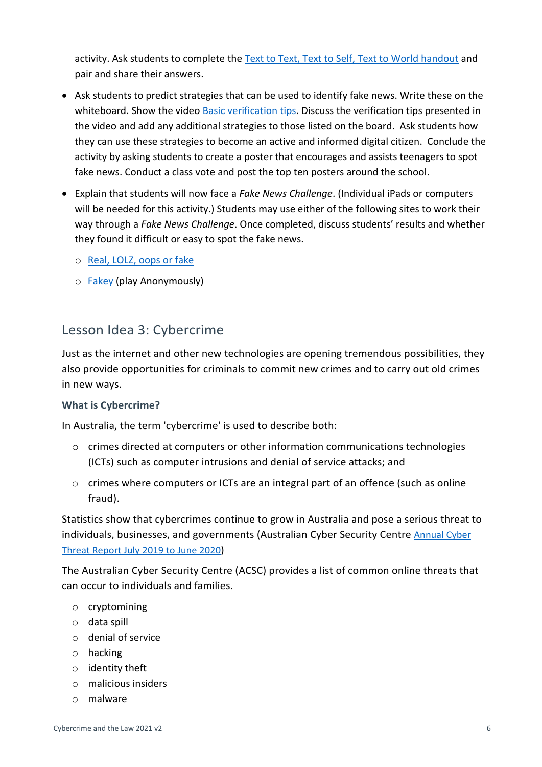activity. Ask students to complete the Text to Text, Text to Self, Text to World handout and pair and share their answers.

- Ask students to predict strategies that can be used to identify fake news. Write these on the whiteboard. Show the video Basic verification tips. Discuss the verification tips presented in the video and add any additional strategies to those listed on the board. Ask students how they can use these strategies to become an active and informed digital citizen. Conclude the activity by asking students to create a poster that encourages and assists teenagers to spot fake news. Conduct a class vote and post the top ten posters around the school.
- Explain that students will now face a *Fake News Challenge*. (Individual iPads or computers will be needed for this activity.) Students may use either of the following sites to work their way through a *Fake News Challenge*. Once completed, discuss students' results and whether they found it difficult or easy to spot the fake news.
  - Real, LOLZ, oops or fake
  - Fakey (play Anonymously)

## Lesson Idea 3: Cybercrime

Just as the internet and other new technologies are opening tremendous possibilities, they also provide opportunities for criminals to commit new crimes and to carry out old crimes in new ways.

**What is Cybercrime?**

In Australia, the term 'cybercrime' is used to describe both:

- crimes directed at computers or other information communications technologies (ICTs) such as computer intrusions and denial of service attacks; and
- crimes where computers or ICTs are an integral part of an offence (such as online fraud).

Statistics show that cybercrimes continue to grow in Australia and pose a serious threat to individuals, businesses, and governments (Australian Cyber Security Centre Annual Cyber Threat Report July 2019 to June 2020)

The Australian Cyber Security Centre (ACSC) provides a list of common online threats that can occur to individuals and families.

- cryptomining
- data spill
- denial of service
- hacking
- identity theft
- malicious insiders
- malware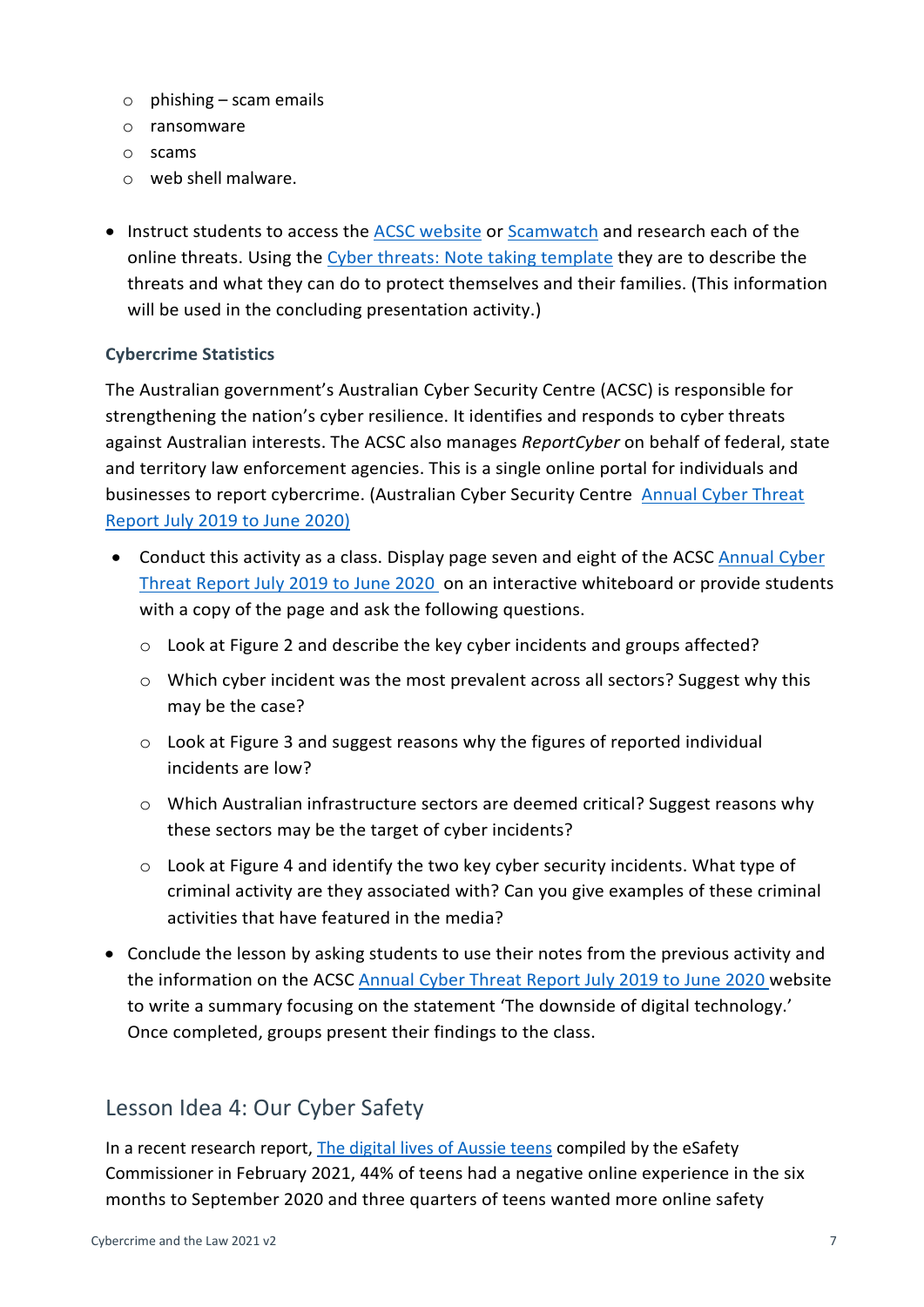- phishing – scam emails
  - ransomware
  - scams
  - web shell malware.

- Instruct students to access the ACSC website or Scamwatch and research each of the online threats. Using the Cyber threats: Note taking template they are to describe the threats and what they can do to protect themselves and their families. (This information will be used in the concluding presentation activity.)

### Cybercrime Statistics

The Australian government's Australian Cyber Security Centre (ACSC) is responsible for strengthening the nation's cyber resilience. It identifies and responds to cyber threats against Australian interests. The ACSC also manages *ReportCyber* on behalf of federal, state and territory law enforcement agencies. This is a single online portal for individuals and businesses to report cybercrime. (Australian Cyber Security Centre Annual Cyber Threat Report July 2019 to June 2020)

- Conduct this activity as a class. Display page seven and eight of the ACSC Annual Cyber Threat Report July 2019 to June 2020 on an interactive whiteboard or provide students with a copy of the page and ask the following questions.
  - Look at Figure 2 and describe the key cyber incidents and groups affected?
  - Which cyber incident was the most prevalent across all sectors? Suggest why this may be the case?
  - Look at Figure 3 and suggest reasons why the figures of reported individual incidents are low?
  - Which Australian infrastructure sectors are deemed critical? Suggest reasons why these sectors may be the target of cyber incidents?
  - Look at Figure 4 and identify the two key cyber security incidents. What type of criminal activity are they associated with? Can you give examples of these criminal activities that have featured in the media?
- Conclude the lesson by asking students to use their notes from the previous activity and the information on the ACSC Annual Cyber Threat Report July 2019 to June 2020 website to write a summary focusing on the statement 'The downside of digital technology.' Once completed, groups present their findings to the class.

## Lesson Idea 4: Our Cyber Safety

In a recent research report, The digital lives of Aussie teens compiled by the eSafety Commissioner in February 2021, 44% of teens had a negative online experience in the six months to September 2020 and three quarters of teens wanted more online safety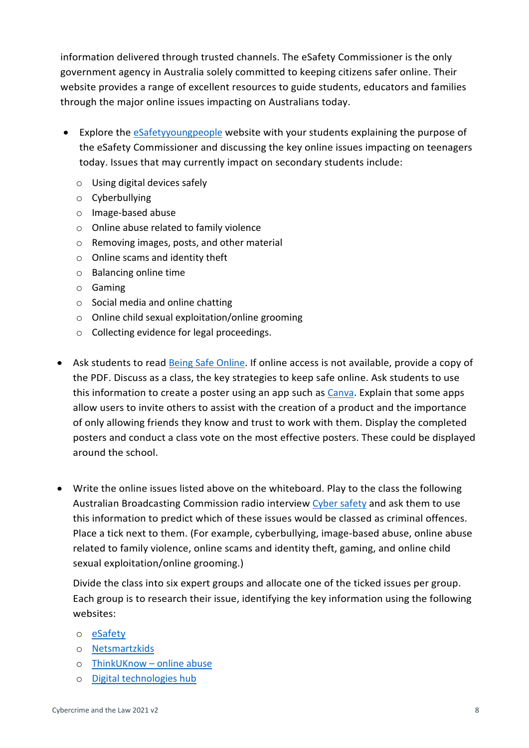information delivered through trusted channels. The eSafety Commissioner is the only government agency in Australia solely committed to keeping citizens safer online. Their website provides a range of excellent resources to guide students, educators and families through the major online issues impacting on Australians today.

- Explore the eSafetyyoungpeople website with your students explaining the purpose of the eSafety Commissioner and discussing the key online issues impacting on teenagers today. Issues that may currently impact on secondary students include:
  - Using digital devices safely
  - Cyberbullying
  - Image-based abuse
  - Online abuse related to family violence
  - Removing images, posts, and other material
  - Online scams and identity theft
  - Balancing online time
  - Gaming
  - Social media and online chatting
  - Online child sexual exploitation/online grooming
  - Collecting evidence for legal proceedings.

- Ask students to read Being Safe Online. If online access is not available, provide a copy of the PDF. Discuss as a class, the key strategies to keep safe online. Ask students to use this information to create a poster using an app such as Canva. Explain that some apps allow users to invite others to assist with the creation of a product and the importance of only allowing friends they know and trust to work with them. Display the completed posters and conduct a class vote on the most effective posters. These could be displayed around the school.

- Write the online issues listed above on the whiteboard. Play to the class the following Australian Broadcasting Commission radio interview Cyber safety and ask them to use this information to predict which of these issues would be classed as criminal offences. Place a tick next to them. (For example, cyberbullying, image-based abuse, online abuse related to family violence, online scams and identity theft, gaming, and online child sexual exploitation/online grooming.)

  Divide the class into six expert groups and allocate one of the ticked issues per group. Each group is to research their issue, identifying the key information using the following websites:
  - eSafety
  - Netsmartzkids
  - ThinkUKnow – online abuse
  - Digital technologies hub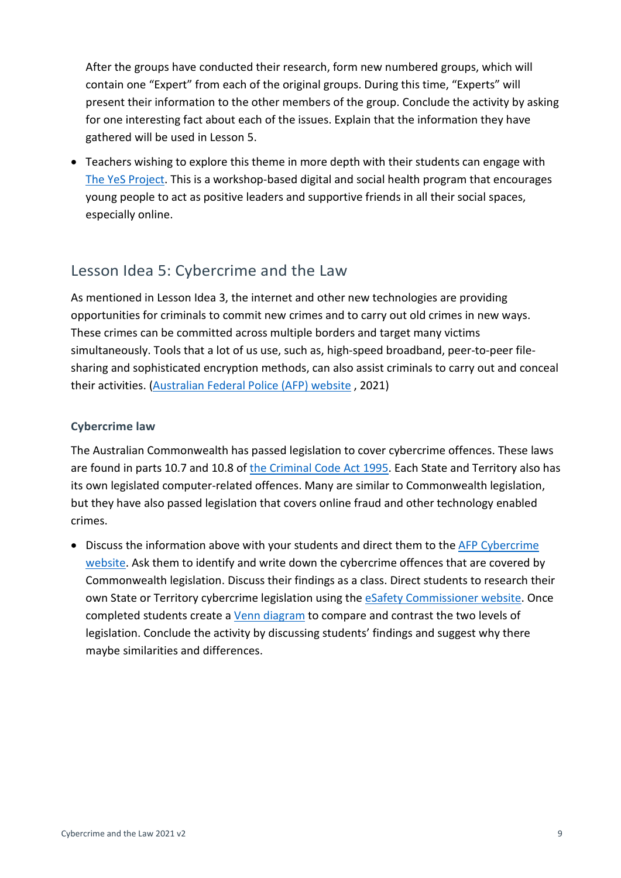After the groups have conducted their research, form new numbered groups, which will contain one “Expert” from each of the original groups. During this time, “Experts” will present their information to the other members of the group. Conclude the activity by asking for one interesting fact about each of the issues. Explain that the information they have gathered will be used in Lesson 5.

- Teachers wishing to explore this theme in more depth with their students can engage with The YeS Project. This is a workshop-based digital and social health program that encourages young people to act as positive leaders and supportive friends in all their social spaces, especially online.

## Lesson Idea 5: Cybercrime and the Law

As mentioned in Lesson Idea 3, the internet and other new technologies are providing opportunities for criminals to commit new crimes and to carry out old crimes in new ways. These crimes can be committed across multiple borders and target many victims simultaneously. Tools that a lot of us use, such as, high-speed broadband, peer-to-peer file-sharing and sophisticated encryption methods, can also assist criminals to carry out and conceal their activities. (Australian Federal Police (AFP) website , 2021)

### Cybercrime law

The Australian Commonwealth has passed legislation to cover cybercrime offences. These laws are found in parts 10.7 and 10.8 of the Criminal Code Act 1995. Each State and Territory also has its own legislated computer-related offences. Many are similar to Commonwealth legislation, but they have also passed legislation that covers online fraud and other technology enabled crimes.

- Discuss the information above with your students and direct them to the AFP Cybercrime website. Ask them to identify and write down the cybercrime offences that are covered by Commonwealth legislation. Discuss their findings as a class. Direct students to research their own State or Territory cybercrime legislation using the eSafety Commissioner website. Once completed students create a Venn diagram to compare and contrast the two levels of legislation. Conclude the activity by discussing students’ findings and suggest why there maybe similarities and differences.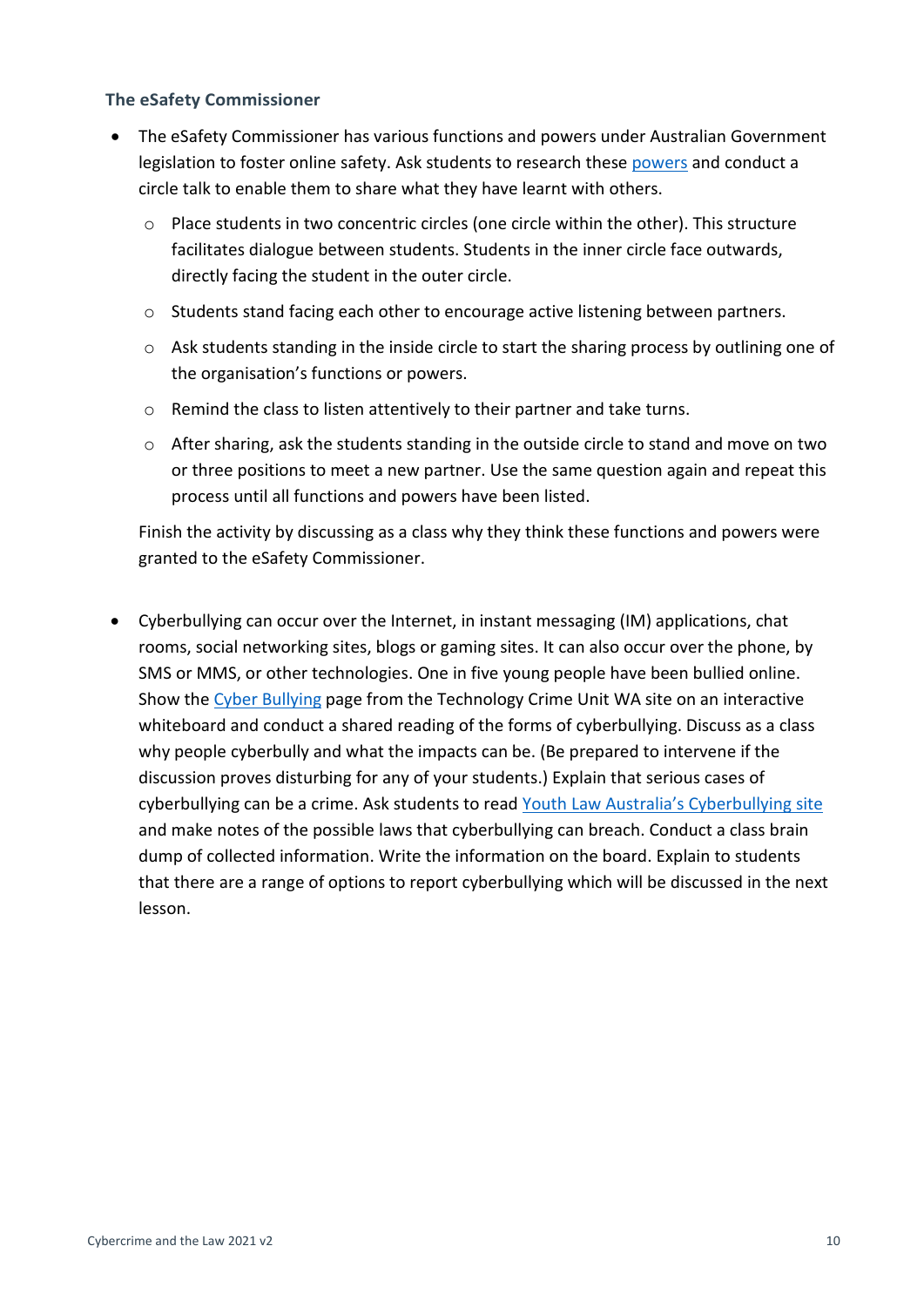### The eSafety Commissioner

- The eSafety Commissioner has various functions and powers under Australian Government legislation to foster online safety. Ask students to research these powers and conduct a circle talk to enable them to share what they have learnt with others.
  - Place students in two concentric circles (one circle within the other). This structure facilitates dialogue between students. Students in the inner circle face outwards, directly facing the student in the outer circle.
  - Students stand facing each other to encourage active listening between partners.
  - Ask students standing in the inside circle to start the sharing process by outlining one of the organisation's functions or powers.
  - Remind the class to listen attentively to their partner and take turns.
  - After sharing, ask the students standing in the outside circle to stand and move on two or three positions to meet a new partner. Use the same question again and repeat this process until all functions and powers have been listed.

  Finish the activity by discussing as a class why they think these functions and powers were granted to the eSafety Commissioner.

- Cyberbullying can occur over the Internet, in instant messaging (IM) applications, chat rooms, social networking sites, blogs or gaming sites. It can also occur over the phone, by SMS or MMS, or other technologies. One in five young people have been bullied online. Show the Cyber Bullying page from the Technology Crime Unit WA site on an interactive whiteboard and conduct a shared reading of the forms of cyberbullying. Discuss as a class why people cyberbully and what the impacts can be. (Be prepared to intervene if the discussion proves disturbing for any of your students.) Explain that serious cases of cyberbullying can be a crime. Ask students to read Youth Law Australia's Cyberbullying site and make notes of the possible laws that cyberbullying can breach. Conduct a class brain dump of collected information. Write the information on the board. Explain to students that there are a range of options to report cyberbullying which will be discussed in the next lesson.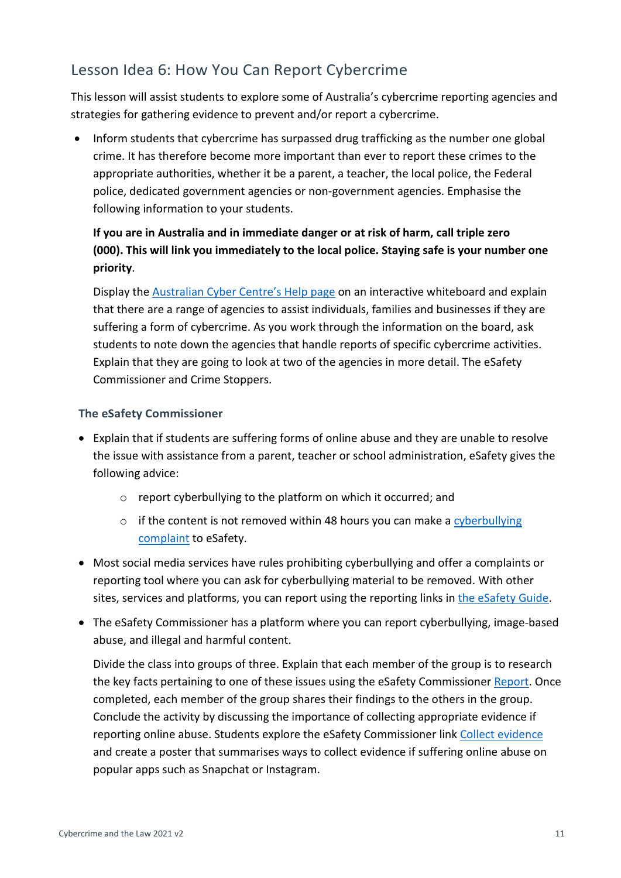## Lesson Idea 6: How You Can Report Cybercrime

This lesson will assist students to explore some of Australia's cybercrime reporting agencies and strategies for gathering evidence to prevent and/or report a cybercrime.

- Inform students that cybercrime has surpassed drug trafficking as the number one global crime. It has therefore become more important than ever to report these crimes to the appropriate authorities, whether it be a parent, a teacher, the local police, the Federal police, dedicated government agencies or non-government agencies. Emphasise the following information to your students.

  **If you are in Australia and in immediate danger or at risk of harm, call triple zero (000). This will link you immediately to the local police. Staying safe is your number one priority**.

  Display the Australian Cyber Centre's Help page on an interactive whiteboard and explain that there are a range of agencies to assist individuals, families and businesses if they are suffering a form of cybercrime. As you work through the information on the board, ask students to note down the agencies that handle reports of specific cybercrime activities. Explain that they are going to look at two of the agencies in more detail. The eSafety Commissioner and Crime Stoppers.

### The eSafety Commissioner

- Explain that if students are suffering forms of online abuse and they are unable to resolve the issue with assistance from a parent, teacher or school administration, eSafety gives the following advice:
  - report cyberbullying to the platform on which it occurred; and
  - if the content is not removed within 48 hours you can make a cyberbullying complaint to eSafety.
- Most social media services have rules prohibiting cyberbullying and offer a complaints or reporting tool where you can ask for cyberbullying material to be removed. With other sites, services and platforms, you can report using the reporting links in the eSafety Guide.
- The eSafety Commissioner has a platform where you can report cyberbullying, image-based abuse, and illegal and harmful content.

  Divide the class into groups of three. Explain that each member of the group is to research the key facts pertaining to one of these issues using the eSafety Commissioner Report. Once completed, each member of the group shares their findings to the others in the group. Conclude the activity by discussing the importance of collecting appropriate evidence if reporting online abuse. Students explore the eSafety Commissioner link Collect evidence and create a poster that summarises ways to collect evidence if suffering online abuse on popular apps such as Snapchat or Instagram.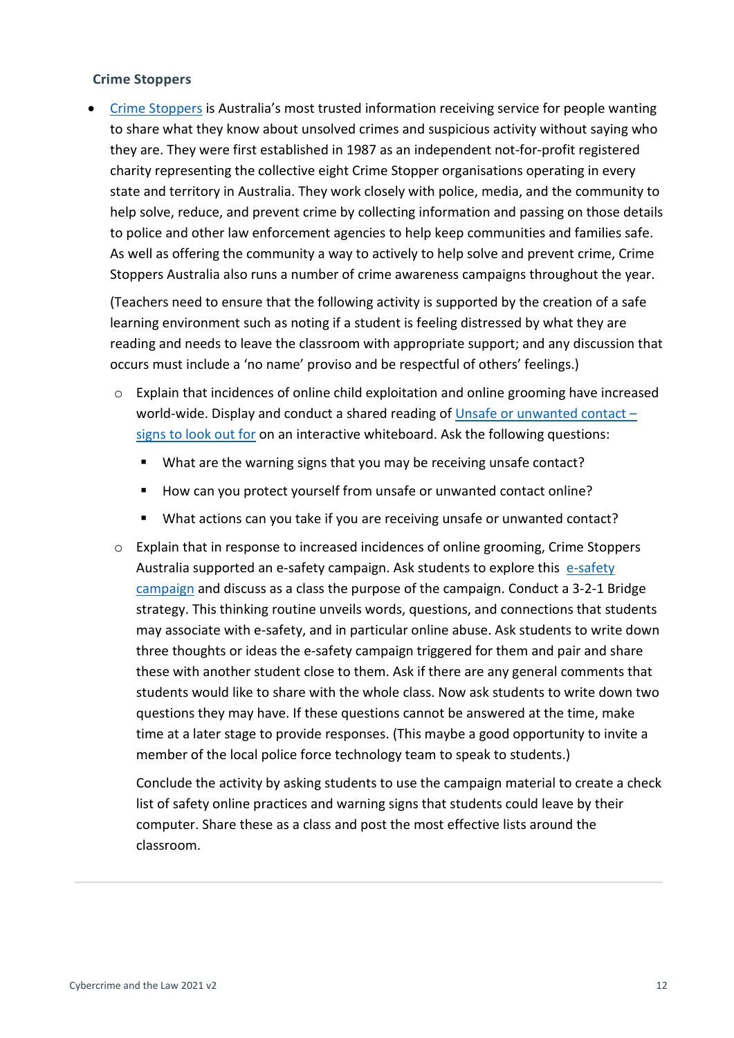### Crime Stoppers

- Crime Stoppers is Australia's most trusted information receiving service for people wanting to share what they know about unsolved crimes and suspicious activity without saying who they are. They were first established in 1987 as an independent not-for-profit registered charity representing the collective eight Crime Stopper organisations operating in every state and territory in Australia. They work closely with police, media, and the community to help solve, reduce, and prevent crime by collecting information and passing on those details to police and other law enforcement agencies to help keep communities and families safe. As well as offering the community a way to actively to help solve and prevent crime, Crime Stoppers Australia also runs a number of crime awareness campaigns throughout the year.

  (Teachers need to ensure that the following activity is supported by the creation of a safe learning environment such as noting if a student is feeling distressed by what they are reading and needs to leave the classroom with appropriate support; and any discussion that occurs must include a 'no name' proviso and be respectful of others' feelings.)

  - Explain that incidences of online child exploitation and online grooming have increased world-wide. Display and conduct a shared reading of Unsafe or unwanted contact – signs to look out for on an interactive whiteboard. Ask the following questions:
    - What are the warning signs that you may be receiving unsafe contact?
    - How can you protect yourself from unsafe or unwanted contact online?
    - What actions can you take if you are receiving unsafe or unwanted contact?
  - Explain that in response to increased incidences of online grooming, Crime Stoppers Australia supported an e-safety campaign. Ask students to explore this e-safety campaign and discuss as a class the purpose of the campaign. Conduct a 3-2-1 Bridge strategy. This thinking routine unveils words, questions, and connections that students may associate with e-safety, and in particular online abuse. Ask students to write down three thoughts or ideas the e-safety campaign triggered for them and pair and share these with another student close to them. Ask if there are any general comments that students would like to share with the whole class. Now ask students to write down two questions they may have. If these questions cannot be answered at the time, make time at a later stage to provide responses. (This maybe a good opportunity to invite a member of the local police force technology team to speak to students.)

    Conclude the activity by asking students to use the campaign material to create a check list of safety online practices and warning signs that students could leave by their computer. Share these as a class and post the most effective lists around the classroom.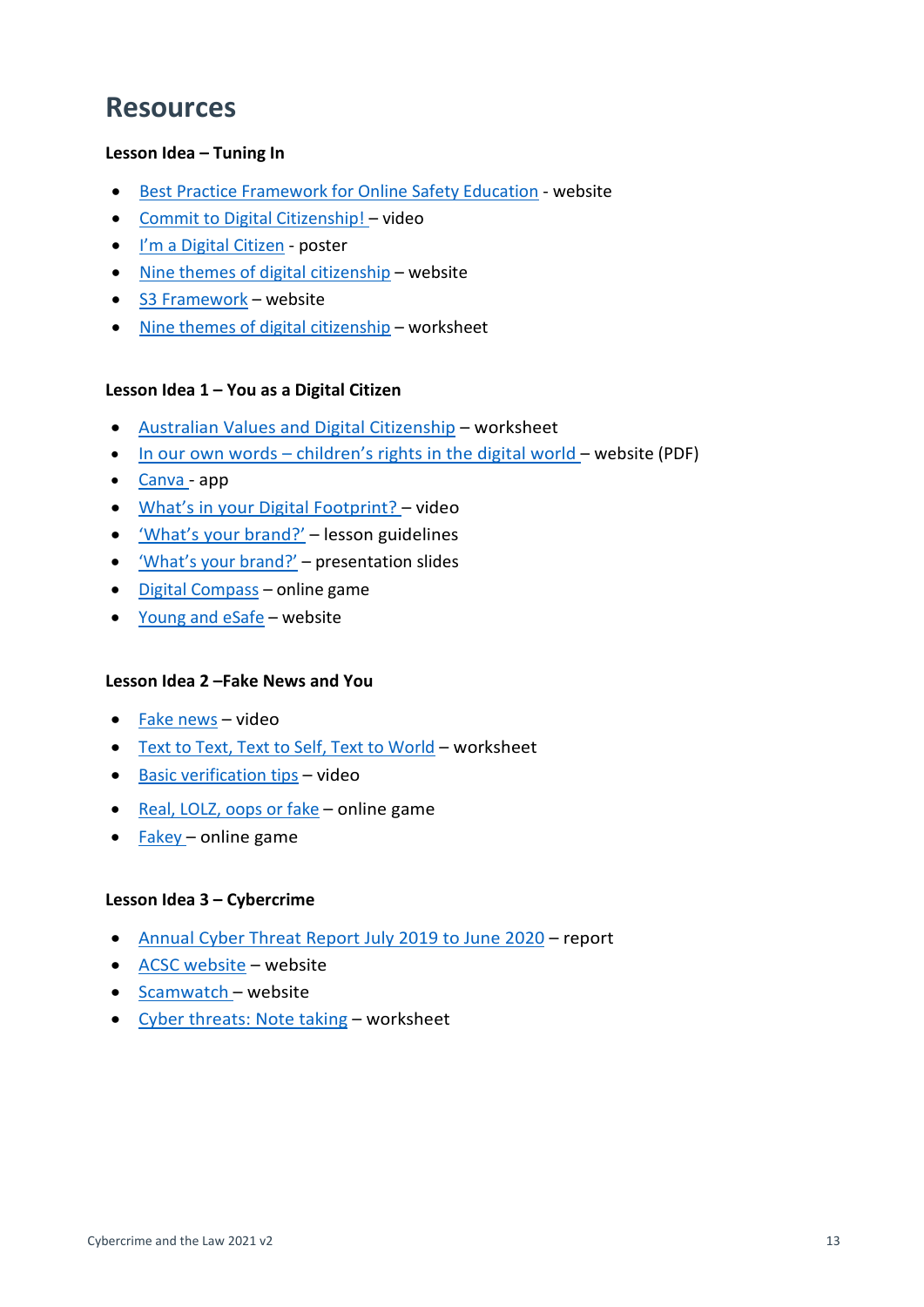# Resources

**Lesson Idea – Tuning In**

- Best Practice Framework for Online Safety Education - website
- Commit to Digital Citizenship! – video
- I'm a Digital Citizen - poster
- Nine themes of digital citizenship – website
- S3 Framework – website
- Nine themes of digital citizenship – worksheet

**Lesson Idea 1 – You as a Digital Citizen**

- Australian Values and Digital Citizenship – worksheet
- In our own words – children's rights in the digital world – website (PDF)
- Canva - app
- What's in your Digital Footprint? – video
- 'What's your brand?' – lesson guidelines
- 'What's your brand?' – presentation slides
- Digital Compass – online game
- Young and eSafe – website

**Lesson Idea 2 –Fake News and You**

- Fake news – video
- Text to Text, Text to Self, Text to World – worksheet
- Basic verification tips – video
- Real, LOLZ, oops or fake – online game
- Fakey – online game

**Lesson Idea 3 – Cybercrime**

- Annual Cyber Threat Report July 2019 to June 2020 – report
- ACSC website – website
- Scamwatch – website
- Cyber threats: Note taking – worksheet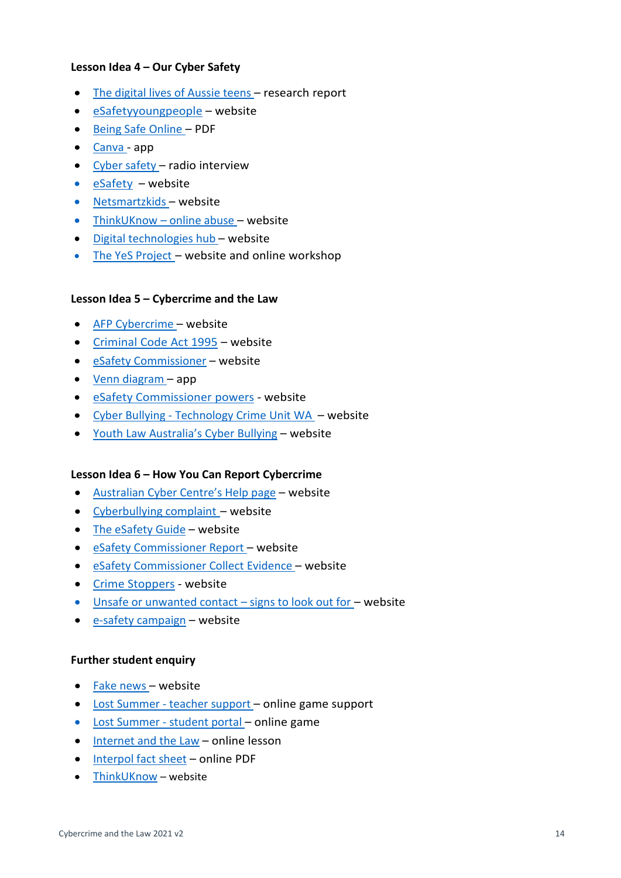**Lesson Idea 4 – Our Cyber Safety**

- The digital lives of Aussie teens – research report
- eSafetyyoungpeople – website
- Being Safe Online – PDF
- Canva - app
- Cyber safety – radio interview
- eSafety – website
- Netsmartzkids – website
- ThinkUKnow – online abuse – website
- Digital technologies hub – website
- The YeS Project – website and online workshop

**Lesson Idea 5 – Cybercrime and the Law**

- AFP Cybercrime – website
- Criminal Code Act 1995 – website
- eSafety Commissioner – website
- Venn diagram – app
- eSafety Commissioner powers - website
- Cyber Bullying - Technology Crime Unit WA – website
- Youth Law Australia's Cyber Bullying – website

**Lesson Idea 6 – How You Can Report Cybercrime**

- Australian Cyber Centre's Help page – website
- Cyberbullying complaint – website
- The eSafety Guide – website
- eSafety Commissioner Report – website
- eSafety Commissioner Collect Evidence – website
- Crime Stoppers - website
- Unsafe or unwanted contact – signs to look out for – website
- e-safety campaign – website

**Further student enquiry**

- Fake news – website
- Lost Summer - teacher support – online game support
- Lost Summer - student portal – online game
- Internet and the Law – online lesson
- Interpol fact sheet – online PDF
- ThinkUKnow – website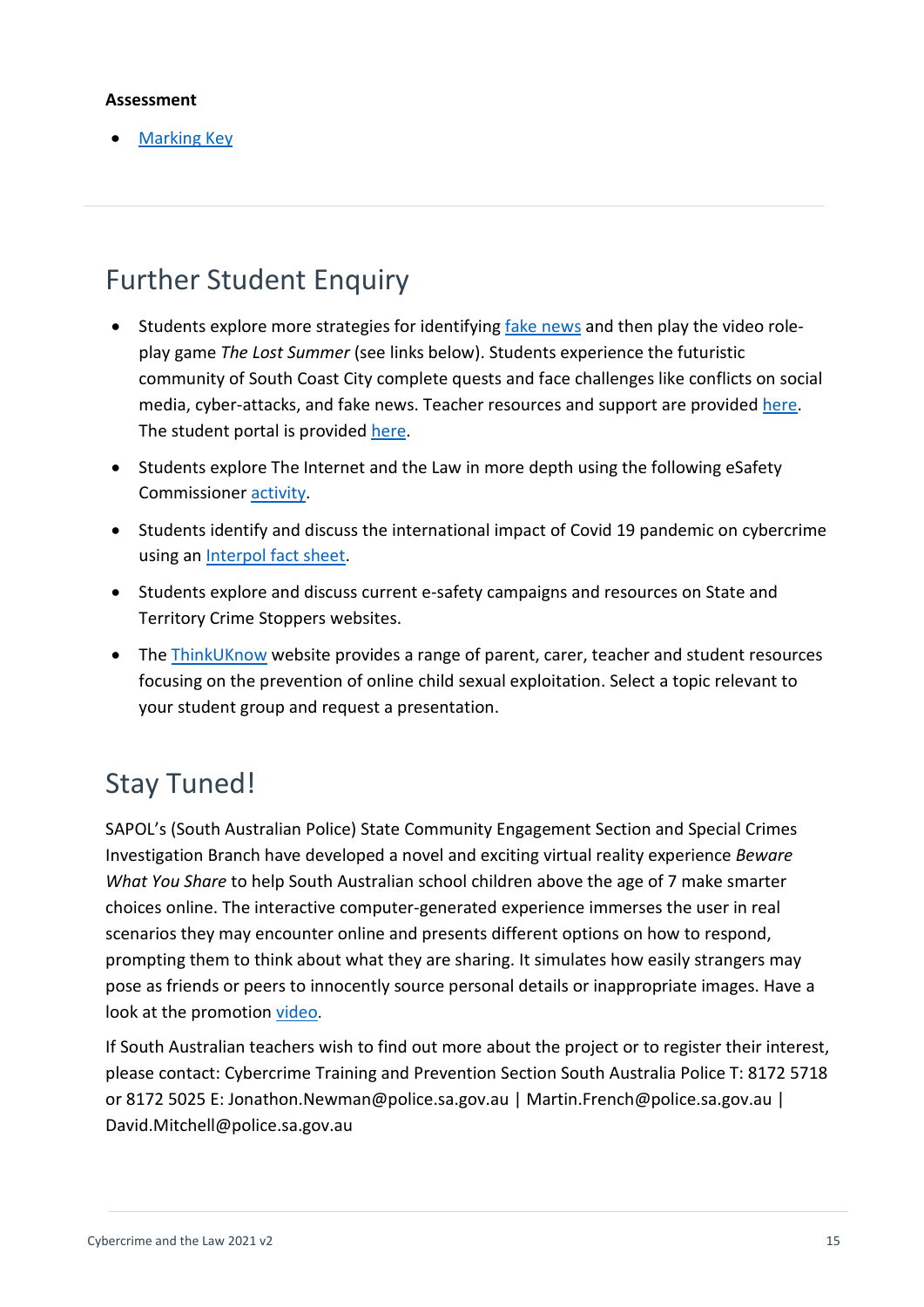**Assessment**

- Marking Key

---

## Further Student Enquiry

- Students explore more strategies for identifying fake news and then play the video role-play game *The Lost Summer* (see links below). Students experience the futuristic community of South Coast City complete quests and face challenges like conflicts on social media, cyber-attacks, and fake news. Teacher resources and support are provided here. The student portal is provided here.
- Students explore The Internet and the Law in more depth using the following eSafety Commissioner activity.
- Students identify and discuss the international impact of Covid 19 pandemic on cybercrime using an Interpol fact sheet.
- Students explore and discuss current e-safety campaigns and resources on State and Territory Crime Stoppers websites.
- The ThinkUKnow website provides a range of parent, carer, teacher and student resources focusing on the prevention of online child sexual exploitation. Select a topic relevant to your student group and request a presentation.

## Stay Tuned!

SAPOL's (South Australian Police) State Community Engagement Section and Special Crimes Investigation Branch have developed a novel and exciting virtual reality experience *Beware What You Share* to help South Australian school children above the age of 7 make smarter choices online. The interactive computer-generated experience immerses the user in real scenarios they may encounter online and presents different options on how to respond, prompting them to think about what they are sharing. It simulates how easily strangers may pose as friends or peers to innocently source personal details or inappropriate images. Have a look at the promotion video.

If South Australian teachers wish to find out more about the project or to register their interest, please contact: Cybercrime Training and Prevention Section South Australia Police T: 8172 5718 or 8172 5025 E: Jonathon.Newman@police.sa.gov.au | Martin.French@police.sa.gov.au | David.Mitchell@police.sa.gov.au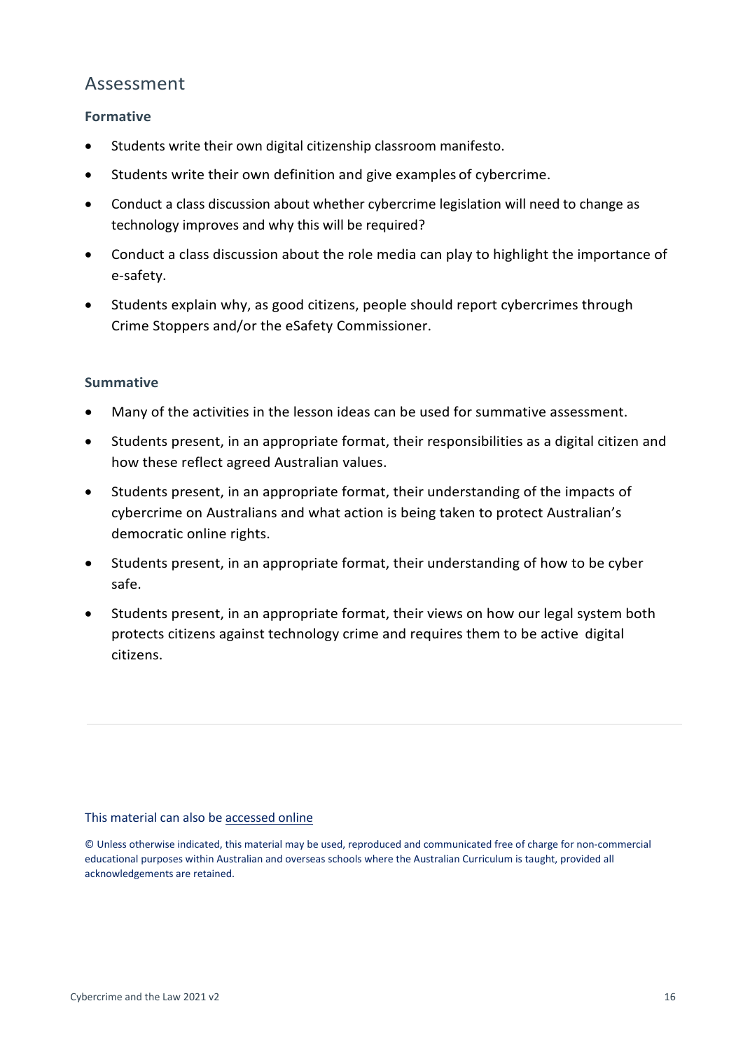## Assessment

### Formative

- Students write their own digital citizenship classroom manifesto.
- Students write their own definition and give examples of cybercrime.
- Conduct a class discussion about whether cybercrime legislation will need to change as technology improves and why this will be required?
- Conduct a class discussion about the role media can play to highlight the importance of e-safety.
- Students explain why, as good citizens, people should report cybercrimes through Crime Stoppers and/or the eSafety Commissioner.

### Summative

- Many of the activities in the lesson ideas can be used for summative assessment.
- Students present, in an appropriate format, their responsibilities as a digital citizen and how these reflect agreed Australian values.
- Students present, in an appropriate format, their understanding of the impacts of cybercrime on Australians and what action is being taken to protect Australian's democratic online rights.
- Students present, in an appropriate format, their understanding of how to be cyber safe.
- Students present, in an appropriate format, their views on how our legal system both protects citizens against technology crime and requires them to be active digital citizens.

---

This material can also be accessed online

© Unless otherwise indicated, this material may be used, reproduced and communicated free of charge for non-commercial educational purposes within Australian and overseas schools where the Australian Curriculum is taught, provided all acknowledgements are retained.